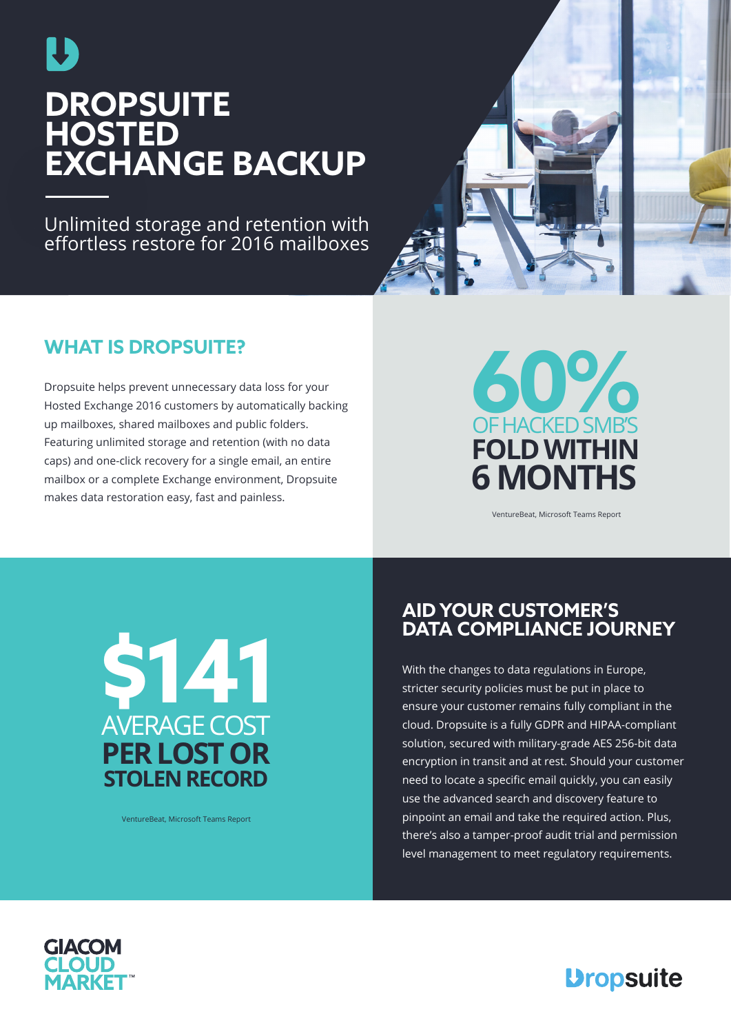# DROPSUITE HOSTED EXCHANGE BACKUP

Unlimited storage and retention with effortless restore for 2016 mailboxes

## WHAT IS DROPSUITE?

Dropsuite helps prevent unnecessary data loss for your Hosted Exchange 2016 customers by automatically backing up mailboxes, shared mailboxes and public folders. Featuring unlimited storage and retention (with no data caps) and one-click recovery for a single email, an entire mailbox or a complete Exchange environment, Dropsuite makes data restoration easy, fast and painless.

**60%** OF HACKED SMB'S **FOLD WITHIN 6 MONTHS**

VentureBeat, Microsoft Teams Report

**$141** AVERAGE COST **PER LOST OR STOLEN RECORD**

VentureBeat, Microsoft Teams Report

## AID YOUR CUSTOMER'S DATA COMPLIANCE JOURNEY

With the changes to data regulations in Europe, stricter security policies must be put in place to ensure your customer remains fully compliant in the cloud. Dropsuite is a fully GDPR and HIPAA-compliant solution, secured with military-grade AES 256-bit data encryption in transit and at rest. Should your customer need to locate a specific email quickly, you can easily use the advanced search and discovery feature to pinpoint an email and take the required action. Plus, there's also a tamper-proof audit trial and permission level management to meet regulatory requirements.

GIACOM CLOUD MARKET™

Dropsuite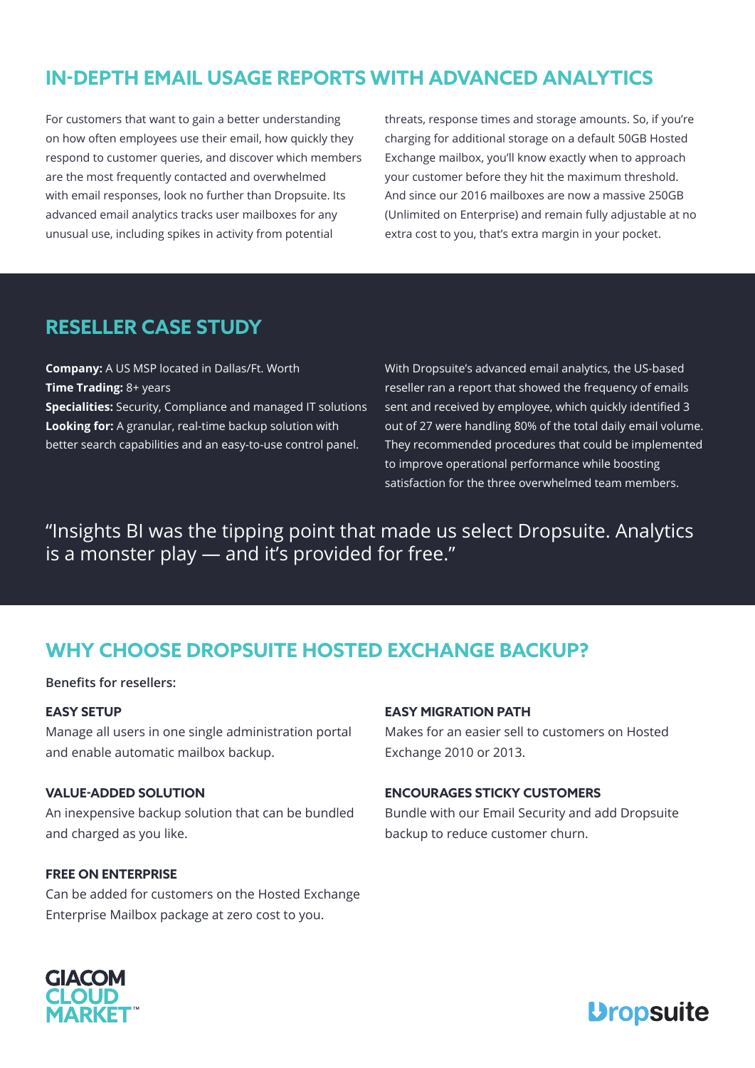## IN-DEPTH EMAIL USAGE REPORTS WITH ADVANCED ANALYTICS

For customers that want to gain a better understanding on how often employees use their email, how quickly they respond to customer queries, and discover which members are the most frequently contacted and overwhelmed with email responses, look no further than Dropsuite. Its advanced email analytics tracks user mailboxes for any unusual use, including spikes in activity from potential threats, response times and storage amounts. So, if you're charging for additional storage on a default 50GB Hosted Exchange mailbox, you'll know exactly when to approach your customer before they hit the maximum threshold. And since our 2016 mailboxes are now a massive 250GB (Unlimited on Enterprise) and remain fully adjustable at no extra cost to you, that's extra margin in your pocket.

## RESELLER CASE STUDY

**Company:** A US MSP located in Dallas/Ft. Worth
**Time Trading:** 8+ years
**Specialities:** Security, Compliance and managed IT solutions
**Looking for:** A granular, real-time backup solution with better search capabilities and an easy-to-use control panel.

With Dropsuite's advanced email analytics, the US-based reseller ran a report that showed the frequency of emails sent and received by employee, which quickly identified 3 out of 27 were handling 80% of the total daily email volume. They recommended procedures that could be implemented to improve operational performance while boosting satisfaction for the three overwhelmed team members.

"Insights BI was the tipping point that made us select Dropsuite. Analytics is a monster play — and it's provided for free."

## WHY CHOOSE DROPSUITE HOSTED EXCHANGE BACKUP?

Benefits for resellers:

**EASY SETUP**
Manage all users in one single administration portal and enable automatic mailbox backup.

**VALUE-ADDED SOLUTION**
An inexpensive backup solution that can be bundled and charged as you like.

**FREE ON ENTERPRISE**
Can be added for customers on the Hosted Exchange Enterprise Mailbox package at zero cost to you.

**EASY MIGRATION PATH**
Makes for an easier sell to customers on Hosted Exchange 2010 or 2013.

**ENCOURAGES STICKY CUSTOMERS**
Bundle with our Email Security and add Dropsuite backup to reduce customer churn.

GIACOM CLOUD MARKET™

Dropsuite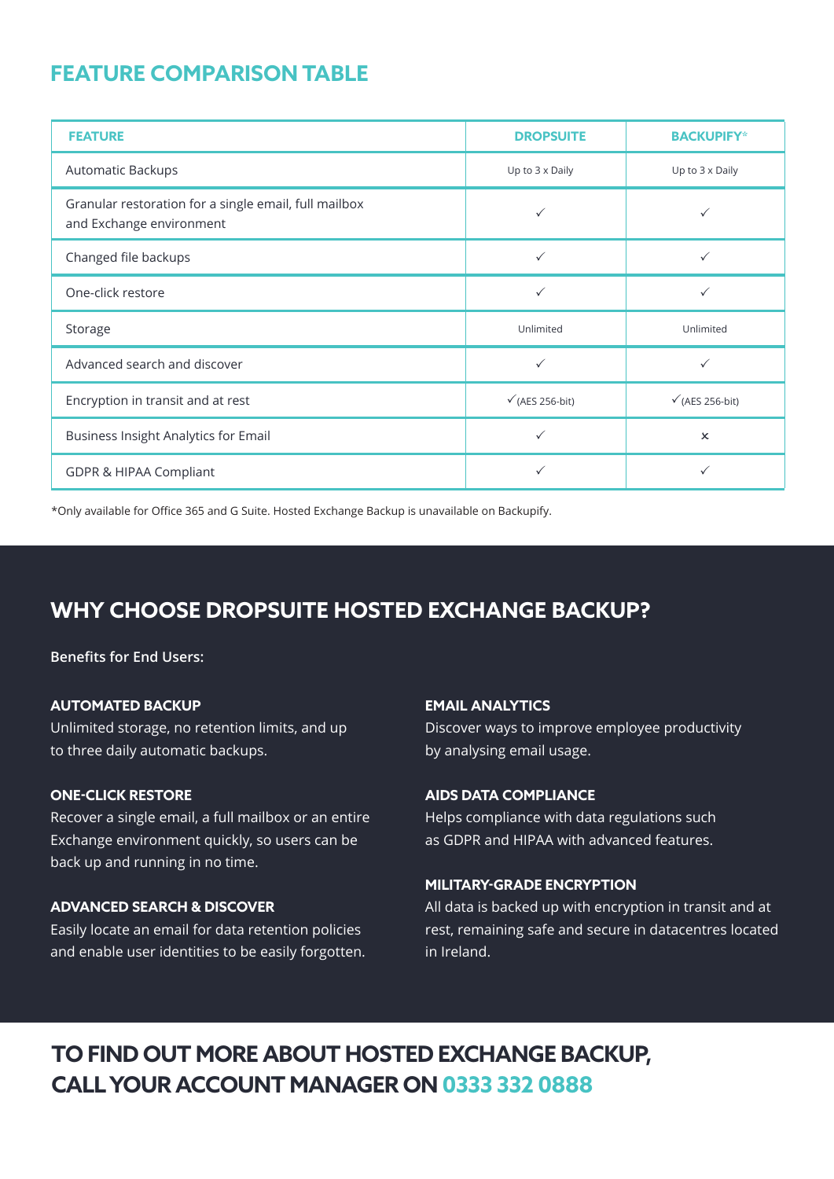## FEATURE COMPARISON TABLE

| FEATURE | DROPSUITE | BACKUPIFY* |
|---|---|---|
| Automatic Backups | Up to 3 x Daily | Up to 3 x Daily |
| Granular restoration for a single email, full mailbox and Exchange environment | ✓ | ✓ |
| Changed file backups | ✓ | ✓ |
| One-click restore | ✓ | ✓ |
| Storage | Unlimited | Unlimited |
| Advanced search and discover | ✓ | ✓ |
| Encryption in transit and at rest | ✓(AES 256-bit) | ✓(AES 256-bit) |
| Business Insight Analytics for Email | ✓ | × |
| GDPR & HIPAA Compliant | ✓ | ✓ |

*Only available for Office 365 and G Suite. Hosted Exchange Backup is unavailable on Backupify.

## WHY CHOOSE DROPSUITE HOSTED EXCHANGE BACKUP?

**Benefits for End Users:**

### AUTOMATED BACKUP

Unlimited storage, no retention limits, and up to three daily automatic backups.

### ONE-CLICK RESTORE

Recover a single email, a full mailbox or an entire Exchange environment quickly, so users can be back up and running in no time.

### ADVANCED SEARCH & DISCOVER

Easily locate an email for data retention policies and enable user identities to be easily forgotten.

### EMAIL ANALYTICS

Discover ways to improve employee productivity by analysing email usage.

### AIDS DATA COMPLIANCE

Helps compliance with data regulations such as GDPR and HIPAA with advanced features.

### MILITARY-GRADE ENCRYPTION

All data is backed up with encryption in transit and at rest, remaining safe and secure in datacentres located in Ireland.

## TO FIND OUT MORE ABOUT HOSTED EXCHANGE BACKUP, CALL YOUR ACCOUNT MANAGER ON 0333 332 0888